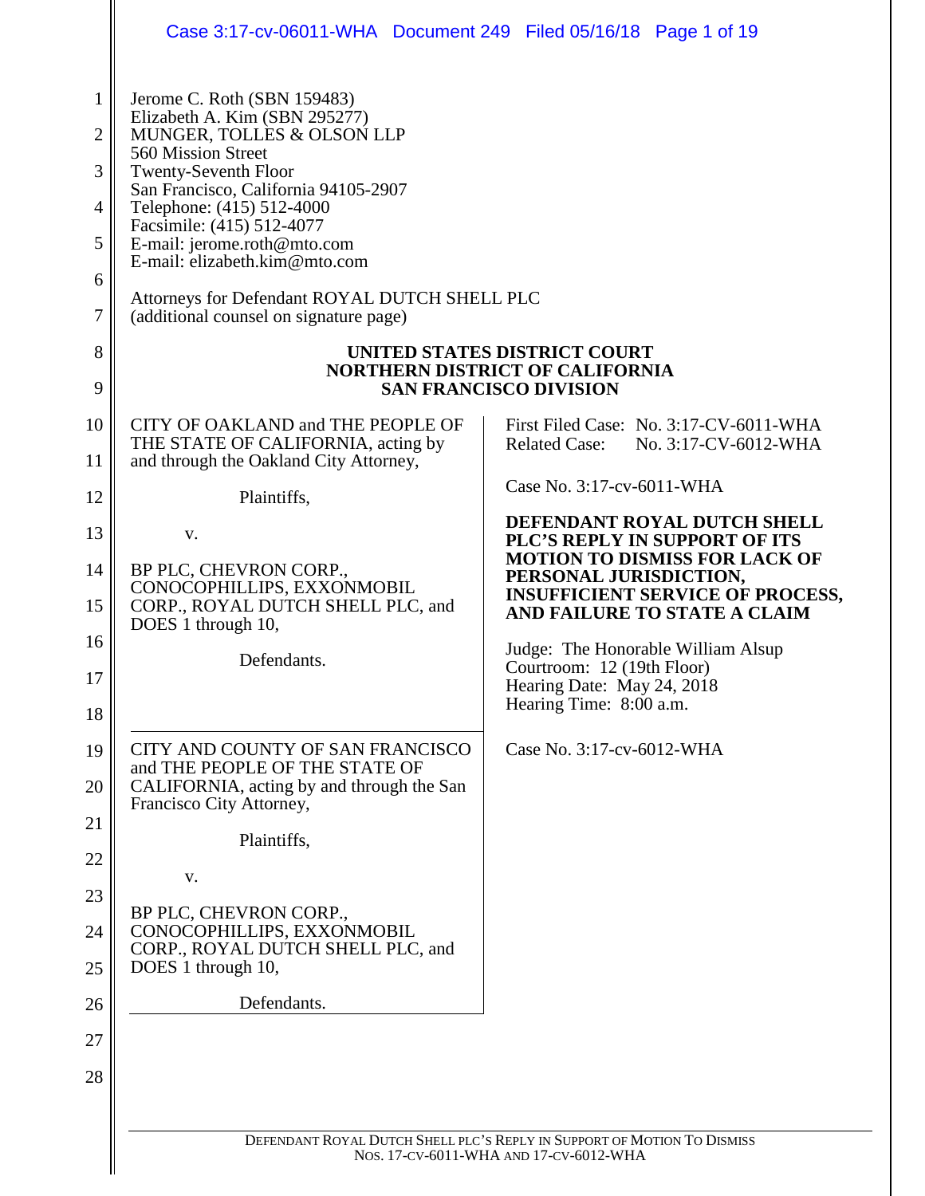Jerome C. Roth (SBN 159483)
Elizabeth A. Kim (SBN 295277)
MUNGER, TOLLES & OLSON LLP
560 Mission Street
Twenty-Seventh Floor
San Francisco, California 94105-2907
Telephone: (415) 512-4000
Facsimile: (415) 512-4077
E-mail: jerome.roth@mto.com
E-mail: elizabeth.kim@mto.com

Attorneys for Defendant ROYAL DUTCH SHELL PLC
(additional counsel on signature page)

**UNITED STATES DISTRICT COURT**
**NORTHERN DISTRICT OF CALIFORNIA**
**SAN FRANCISCO DIVISION**

CITY OF OAKLAND and THE PEOPLE OF THE STATE OF CALIFORNIA, acting by and through the Oakland City Attorney,

Plaintiffs,

v.

BP PLC, CHEVRON CORP., CONOCOPHILLIPS, EXXONMOBIL CORP., ROYAL DUTCH SHELL PLC, and DOES 1 through 10,

Defendants.

First Filed Case: No. 3:17-CV-6011-WHA
Related Case: No. 3:17-CV-6012-WHA

Case No. 3:17-cv-6011-WHA

**DEFENDANT ROYAL DUTCH SHELL PLC'S REPLY IN SUPPORT OF ITS MOTION TO DISMISS FOR LACK OF PERSONAL JURISDICTION, INSUFFICIENT SERVICE OF PROCESS, AND FAILURE TO STATE A CLAIM**

Judge: The Honorable William Alsup
Courtroom: 12 (19th Floor)
Hearing Date: May 24, 2018
Hearing Time: 8:00 a.m.

CITY AND COUNTY OF SAN FRANCISCO and THE PEOPLE OF THE STATE OF CALIFORNIA, acting by and through the San Francisco City Attorney,

Plaintiffs,

v.

BP PLC, CHEVRON CORP., CONOCOPHILLIPS, EXXONMOBIL CORP., ROYAL DUTCH SHELL PLC, and DOES 1 through 10,

Defendants.

Case No. 3:17-cv-6012-WHA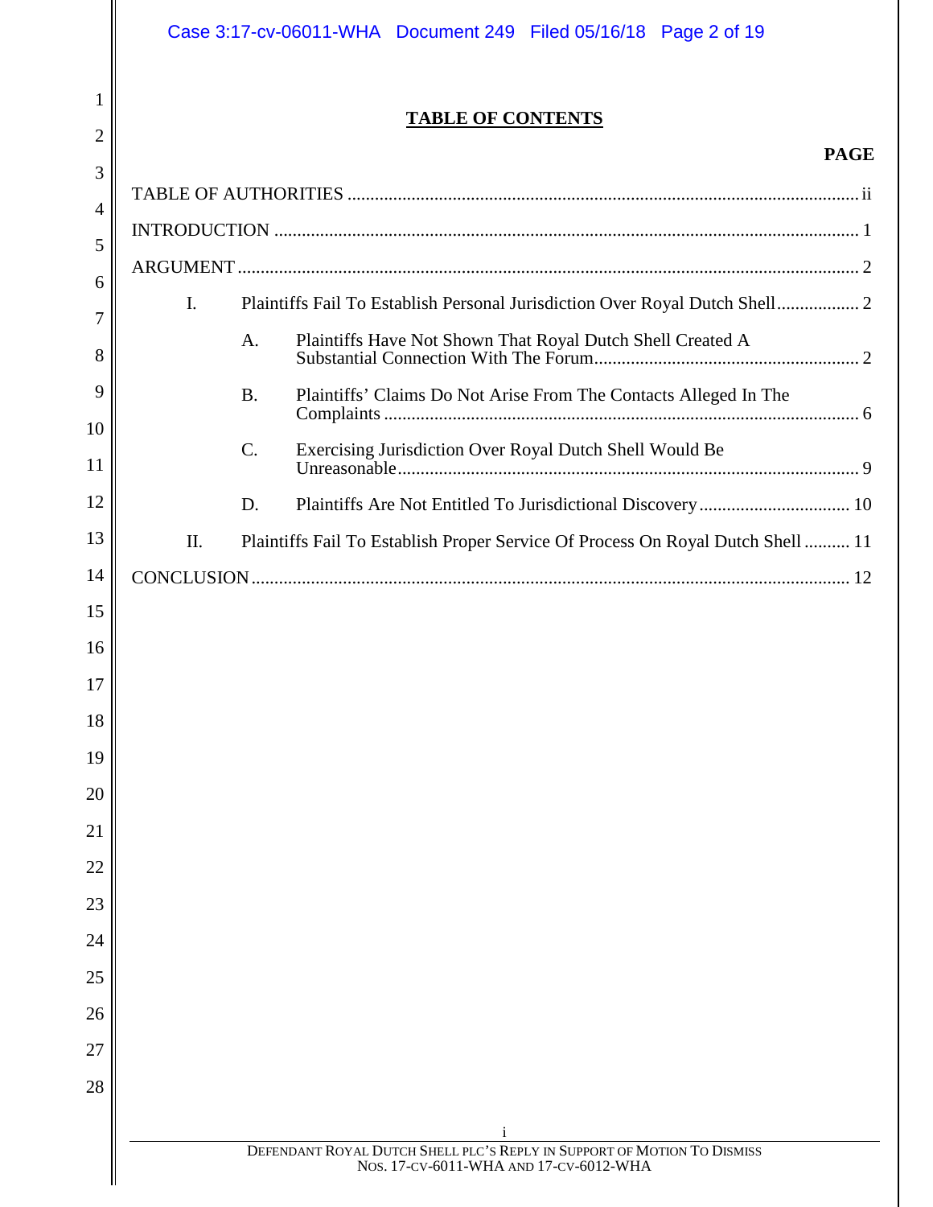# TABLE OF CONTENTS

| | PAGE |
|---|---|
| TABLE OF AUTHORITIES | ii |
| INTRODUCTION | 1 |
| ARGUMENT | 2 |
| I. Plaintiffs Fail To Establish Personal Jurisdiction Over Royal Dutch Shell | 2 |
| A. Plaintiffs Have Not Shown That Royal Dutch Shell Created A Substantial Connection With The Forum | 2 |
| B. Plaintiffs' Claims Do Not Arise From The Contacts Alleged In The Complaints | 6 |
| C. Exercising Jurisdiction Over Royal Dutch Shell Would Be Unreasonable | 9 |
| D. Plaintiffs Are Not Entitled To Jurisdictional Discovery | 10 |
| II. Plaintiffs Fail To Establish Proper Service Of Process On Royal Dutch Shell | 11 |
| CONCLUSION | 12 |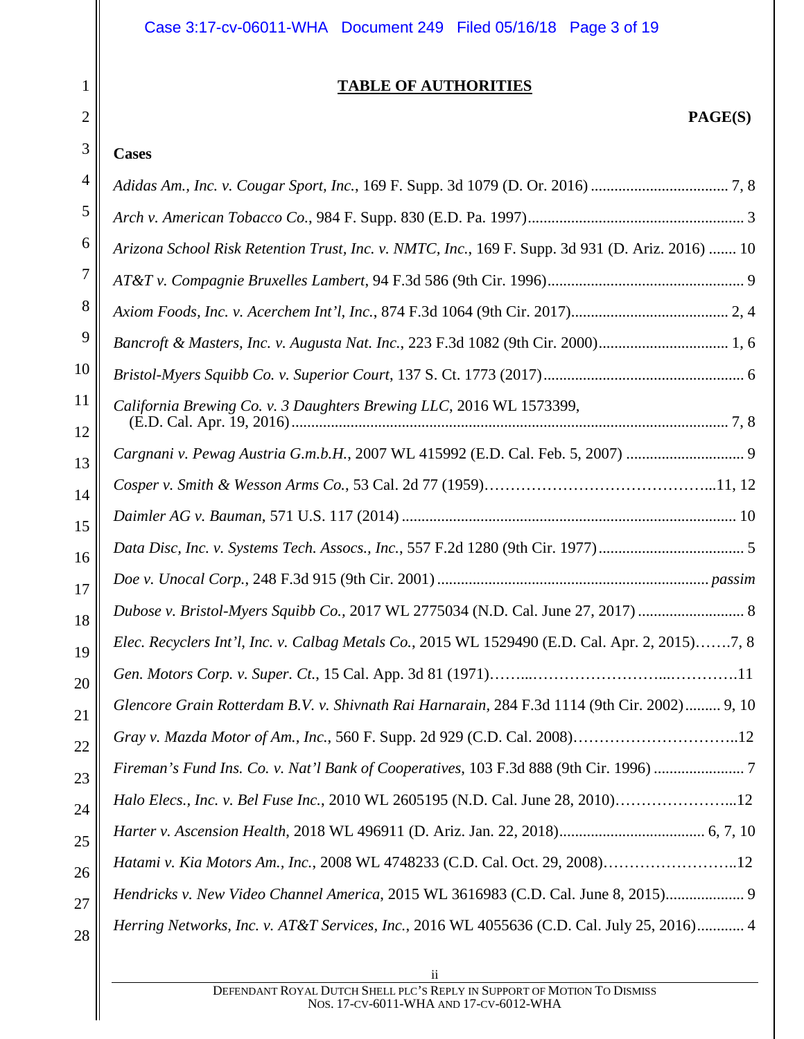## TABLE OF AUTHORITIES

**PAGE(S)**

**Cases**

*Adidas Am., Inc. v. Cougar Sport, Inc.*, 169 F. Supp. 3d 1079 (D. Or. 2016) .................................. 7, 8

*Arch v. American Tobacco Co.*, 984 F. Supp. 830 (E.D. Pa. 1997)...................................................... 3

*Arizona School Risk Retention Trust, Inc. v. NMTC, Inc.*, 169 F. Supp. 3d 931 (D. Ariz. 2016) ....... 10

*AT&T v. Compagnie Bruxelles Lambert*, 94 F.3d 586 (9th Cir. 1996)................................................. 9

*Axiom Foods, Inc. v. Acerchem Int'l, Inc.*, 874 F.3d 1064 (9th Cir. 2017)....................................... 2, 4

*Bancroft & Masters, Inc. v. Augusta Nat. Inc.*, 223 F.3d 1082 (9th Cir. 2000)................................ 1, 6

*Bristol-Myers Squibb Co. v. Superior Court*, 137 S. Ct. 1773 (2017).................................................. 6

*California Brewing Co. v. 3 Daughters Brewing LLC*, 2016 WL 1573399, (E.D. Cal. Apr. 19, 2016).............................................................................................................. 7, 8

*Cargnani v. Pewag Austria G.m.b.H.*, 2007 WL 415992 (E.D. Cal. Feb. 5, 2007) ............................. 9

*Cosper v. Smith & Wesson Arms Co.*, 53 Cal. 2d 77 (1959)……………………………………..11, 12

*Daimler AG v. Bauman*, 571 U.S. 117 (2014) .................................................................................... 10

*Data Disc, Inc. v. Systems Tech. Assocs., Inc.*, 557 F.2d 1280 (9th Cir. 1977).................................... 5

*Doe v. Unocal Corp.*, 248 F.3d 915 (9th Cir. 2001) .................................................................... *passim*

*Dubose v. Bristol-Myers Squibb Co.*, 2017 WL 2775034 (N.D. Cal. June 27, 2017) .......................... 8

*Elec. Recyclers Int'l, Inc. v. Calbag Metals Co.*, 2015 WL 1529490 (E.D. Cal. Apr. 2, 2015)…….7, 8

*Gen. Motors Corp. v. Super. Ct.*, 15 Cal. App. 3d 81 (1971)……...……………………...………….11

*Glencore Grain Rotterdam B.V. v. Shivnath Rai Harnarain*, 284 F.3d 1114 (9th Cir. 2002)......... 9, 10

*Gray v. Mazda Motor of Am., Inc.*, 560 F. Supp. 2d 929 (C.D. Cal. 2008)…………………………..12

*Fireman's Fund Ins. Co. v. Nat'l Bank of Cooperatives*, 103 F.3d 888 (9th Cir. 1996) ....................... 7

*Halo Elecs., Inc. v. Bel Fuse Inc.*, 2010 WL 2605195 (N.D. Cal. June 28, 2010)…………………...12

*Harter v. Ascension Health*, 2018 WL 496911 (D. Ariz. Jan. 22, 2018).................................... 6, 7, 10

*Hatami v. Kia Motors Am., Inc.*, 2008 WL 4748233 (C.D. Cal. Oct. 29, 2008)……………………..12

*Hendricks v. New Video Channel America*, 2015 WL 3616983 (C.D. Cal. June 8, 2015).................... 9

*Herring Networks, Inc. v. AT&T Services, Inc.*, 2016 WL 4055636 (C.D. Cal. July 25, 2016)............ 4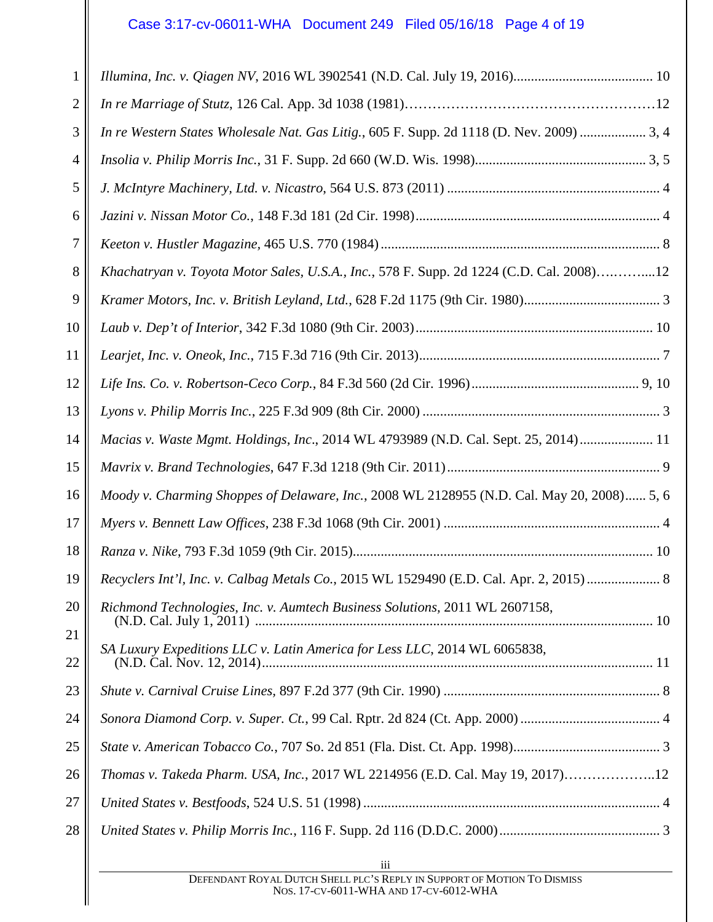*Illumina, Inc. v. Qiagen NV*, 2016 WL 3902541 (N.D. Cal. July 19, 2016)........................................ 10

*In re Marriage of Stutz*, 126 Cal. App. 3d 1038 (1981)……………………………………………12

*In re Western States Wholesale Nat. Gas Litig.*, 605 F. Supp. 2d 1118 (D. Nev. 2009) ................... 3, 4

*Insolia v. Philip Morris Inc.*, 31 F. Supp. 2d 660 (W.D. Wis. 1998)................................................. 3, 5

*J. McIntyre Machinery, Ltd. v. Nicastro*, 564 U.S. 873 (2011) ............................................................. 4

*Jazini v. Nissan Motor Co.*, 148 F.3d 181 (2d Cir. 1998)...................................................................... 4

*Keeton v. Hustler Magazine*, 465 U.S. 770 (1984) ................................................................................ 8

*Khachatryan v. Toyota Motor Sales, U.S.A., Inc.*, 578 F. Supp. 2d 1224 (C.D. Cal. 2008)….……....12

*Kramer Motors, Inc. v. British Leyland, Ltd.*, 628 F.2d 1175 (9th Cir. 1980)....................................... 3

*Laub v. Dep't of Interior*, 342 F.3d 1080 (9th Cir. 2003).................................................................... 10

*Learjet, Inc. v. Oneok, Inc.*, 715 F.3d 716 (9th Cir. 2013)..................................................................... 7

*Life Ins. Co. v. Robertson-Ceco Corp.*, 84 F.3d 560 (2d Cir. 1996)................................................ 9, 10

*Lyons v. Philip Morris Inc.*, 225 F.3d 909 (8th Cir. 2000) .................................................................... 3

*Macias v. Waste Mgmt. Holdings, Inc.*, 2014 WL 4793989 (N.D. Cal. Sept. 25, 2014)..................... 11

*Mavrix v. Brand Technologies*, 647 F.3d 1218 (9th Cir. 2011)............................................................. 9

*Moody v. Charming Shoppes of Delaware, Inc.*, 2008 WL 2128955 (N.D. Cal. May 20, 2008)...... 5, 6

*Myers v. Bennett Law Offices*, 238 F.3d 1068 (9th Cir. 2001) ............................................................. 4

*Ranza v. Nike*, 793 F.3d 1059 (9th Cir. 2015)...................................................................................... 10

*Recyclers Int'l, Inc. v. Calbag Metals Co.*, 2015 WL 1529490 (E.D. Cal. Apr. 2, 2015)..................... 8

*Richmond Technologies, Inc. v. Aumtech Business Solutions*, 2011 WL 2607158, (N.D. Cal. July 1, 2011) ................................................................................................................. 10

*SA Luxury Expeditions LLC v. Latin America for Less LLC*, 2014 WL 6065838, (N.D. Cal. Nov. 12, 2014)............................................................................................................... 11

*Shute v. Carnival Cruise Lines*, 897 F.2d 377 (9th Cir. 1990) .............................................................. 8

*Sonora Diamond Corp. v. Super. Ct.*, 99 Cal. Rptr. 2d 824 (Ct. App. 2000) ........................................ 4

*State v. American Tobacco Co.*, 707 So. 2d 851 (Fla. Dist. Ct. App. 1998).......................................... 3

*Thomas v. Takeda Pharm. USA, Inc.*, 2017 WL 2214956 (E.D. Cal. May 19, 2017)………………..12

*United States v. Bestfoods*, 524 U.S. 51 (1998) .................................................................................... 4

*United States v. Philip Morris Inc.*, 116 F. Supp. 2d 116 (D.D.C. 2000).............................................. 3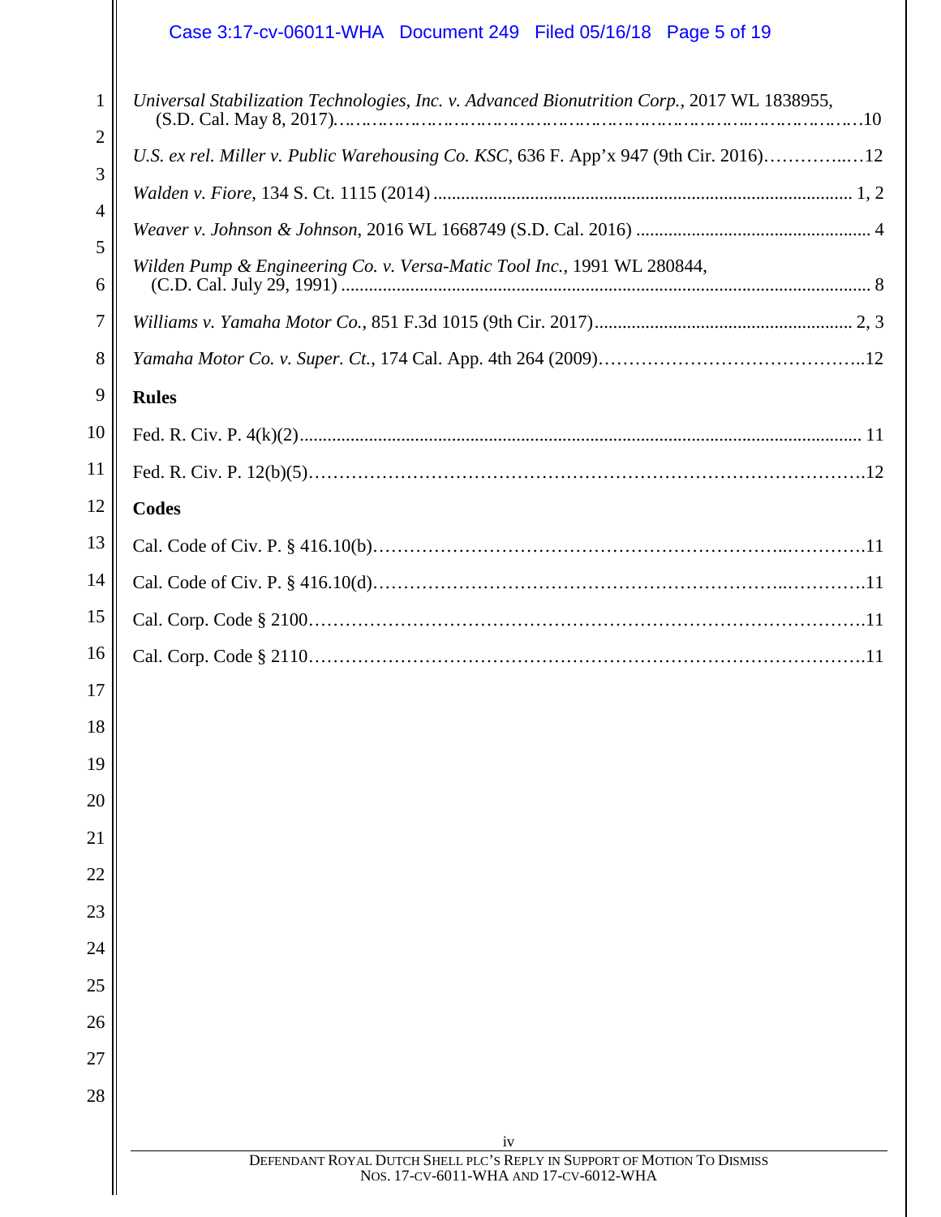*Universal Stabilization Technologies, Inc. v. Advanced Bionutrition Corp.*, 2017 WL 1838955, (S.D. Cal. May 8, 2017)……………………………………………………………………10

*U.S. ex rel. Miller v. Public Warehousing Co. KSC*, 636 F. App'x 947 (9th Cir. 2016)……………12

*Walden v. Fiore*, 134 S. Ct. 1115 (2014) ........................................................................................... 1, 2

*Weaver v. Johnson & Johnson*, 2016 WL 1668749 (S.D. Cal. 2016) ................................................... 4

*Wilden Pump & Engineering Co. v. Versa-Matic Tool Inc.*, 1991 WL 280844, (C.D. Cal. July 29, 1991) ................................................................................................................... 8

*Williams v. Yamaha Motor Co.*, 851 F.3d 1015 (9th Cir. 2017)......................................................... 2, 3

*Yamaha Motor Co. v. Super. Ct.*, 174 Cal. App. 4th 264 (2009)…………………………………….12

**Rules**

Fed. R. Civ. P. 4(k)(2).......................................................................................................................... 11

Fed. R. Civ. P. 12(b)(5)……………………………………………………………………………….12

**Codes**

Cal. Code of Civ. P. § 416.10(b)……………………………………………………………….11

Cal. Code of Civ. P. § 416.10(d)……………………………………………………………….11

Cal. Corp. Code § 2100……………………………………………………………………………….11

Cal. Corp. Code § 2110……………………………………………………………………………….11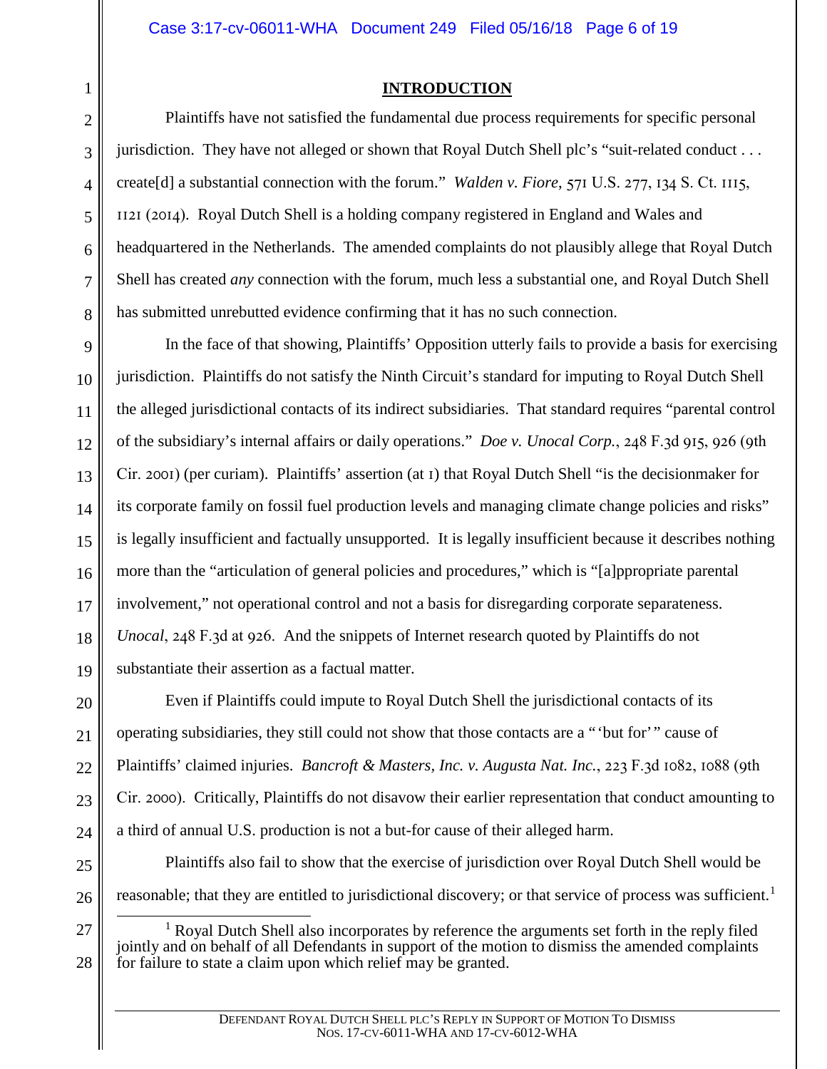## INTRODUCTION

Plaintiffs have not satisfied the fundamental due process requirements for specific personal jurisdiction. They have not alleged or shown that Royal Dutch Shell plc's "suit-related conduct . . . create[d] a substantial connection with the forum." *Walden v. Fiore*, 571 U.S. 277, 134 S. Ct. 1115, 1121 (2014). Royal Dutch Shell is a holding company registered in England and Wales and headquartered in the Netherlands. The amended complaints do not plausibly allege that Royal Dutch Shell has created *any* connection with the forum, much less a substantial one, and Royal Dutch Shell has submitted unrebutted evidence confirming that it has no such connection.

In the face of that showing, Plaintiffs' Opposition utterly fails to provide a basis for exercising jurisdiction. Plaintiffs do not satisfy the Ninth Circuit's standard for imputing to Royal Dutch Shell the alleged jurisdictional contacts of its indirect subsidiaries. That standard requires "parental control of the subsidiary's internal affairs or daily operations." *Doe v. Unocal Corp.*, 248 F.3d 915, 926 (9th Cir. 2001) (per curiam). Plaintiffs' assertion (at 1) that Royal Dutch Shell "is the decisionmaker for its corporate family on fossil fuel production levels and managing climate change policies and risks" is legally insufficient and factually unsupported. It is legally insufficient because it describes nothing more than the "articulation of general policies and procedures," which is "[a]ppropriate parental involvement," not operational control and not a basis for disregarding corporate separateness. *Unocal*, 248 F.3d at 926. And the snippets of Internet research quoted by Plaintiffs do not substantiate their assertion as a factual matter.

Even if Plaintiffs could impute to Royal Dutch Shell the jurisdictional contacts of its operating subsidiaries, they still could not show that those contacts are a " 'but for' " cause of Plaintiffs' claimed injuries. *Bancroft & Masters, Inc. v. Augusta Nat. Inc.*, 223 F.3d 1082, 1088 (9th Cir. 2000). Critically, Plaintiffs do not disavow their earlier representation that conduct amounting to a third of annual U.S. production is not a but-for cause of their alleged harm.

Plaintiffs also fail to show that the exercise of jurisdiction over Royal Dutch Shell would be reasonable; that they are entitled to jurisdictional discovery; or that service of process was sufficient.[1]

[1] Royal Dutch Shell also incorporates by reference the arguments set forth in the reply filed jointly and on behalf of all Defendants in support of the motion to dismiss the amended complaints for failure to state a claim upon which relief may be granted.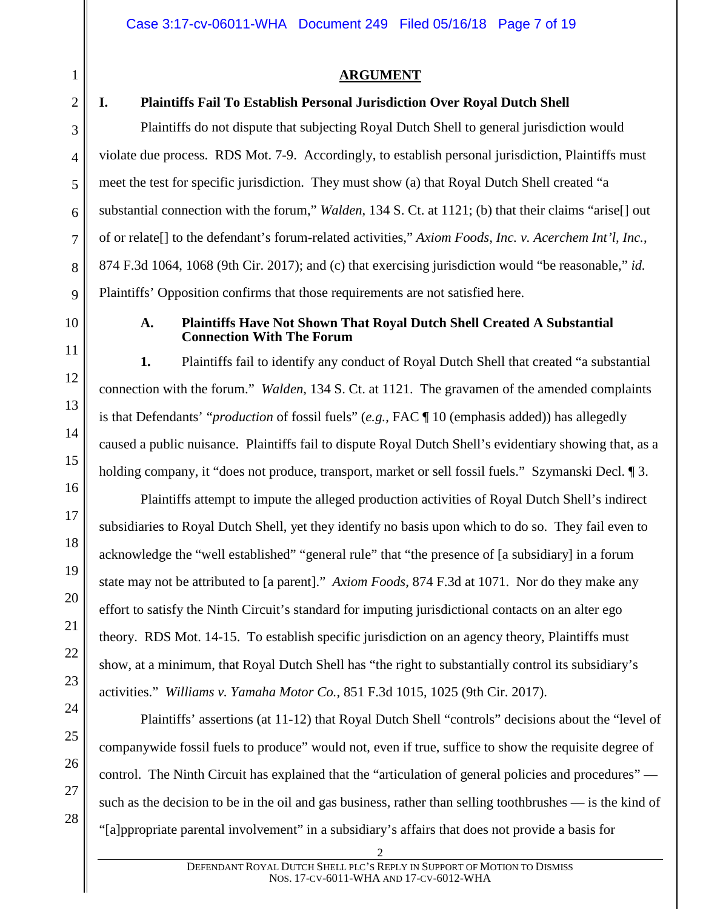## ARGUMENT

### I. Plaintiffs Fail To Establish Personal Jurisdiction Over Royal Dutch Shell

Plaintiffs do not dispute that subjecting Royal Dutch Shell to general jurisdiction would violate due process. RDS Mot. 7-9. Accordingly, to establish personal jurisdiction, Plaintiffs must meet the test for specific jurisdiction. They must show (a) that Royal Dutch Shell created "a substantial connection with the forum," *Walden*, 134 S. Ct. at 1121; (b) that their claims "arise[] out of or relate[] to the defendant's forum-related activities," *Axiom Foods, Inc. v. Acerchem Int'l, Inc.*, 874 F.3d 1064, 1068 (9th Cir. 2017); and (c) that exercising jurisdiction would "be reasonable," *id.* Plaintiffs' Opposition confirms that those requirements are not satisfied here.

#### A. Plaintiffs Have Not Shown That Royal Dutch Shell Created A Substantial Connection With The Forum

**1.** Plaintiffs fail to identify any conduct of Royal Dutch Shell that created "a substantial connection with the forum." *Walden*, 134 S. Ct. at 1121. The gravamen of the amended complaints is that Defendants' "*production* of fossil fuels" (*e.g.*, FAC ¶ 10 (emphasis added)) has allegedly caused a public nuisance. Plaintiffs fail to dispute Royal Dutch Shell's evidentiary showing that, as a holding company, it "does not produce, transport, market or sell fossil fuels." Szymanski Decl. ¶ 3.

Plaintiffs attempt to impute the alleged production activities of Royal Dutch Shell's indirect subsidiaries to Royal Dutch Shell, yet they identify no basis upon which to do so. They fail even to acknowledge the "well established" "general rule" that "the presence of [a subsidiary] in a forum state may not be attributed to [a parent]." *Axiom Foods*, 874 F.3d at 1071. Nor do they make any effort to satisfy the Ninth Circuit's standard for imputing jurisdictional contacts on an alter ego theory. RDS Mot. 14-15. To establish specific jurisdiction on an agency theory, Plaintiffs must show, at a minimum, that Royal Dutch Shell has "the right to substantially control its subsidiary's activities." *Williams v. Yamaha Motor Co.*, 851 F.3d 1015, 1025 (9th Cir. 2017).

Plaintiffs' assertions (at 11-12) that Royal Dutch Shell "controls" decisions about the "level of companywide fossil fuels to produce" would not, even if true, suffice to show the requisite degree of control. The Ninth Circuit has explained that the "articulation of general policies and procedures" — such as the decision to be in the oil and gas business, rather than selling toothbrushes — is the kind of "[a]ppropriate parental involvement" in a subsidiary's affairs that does not provide a basis for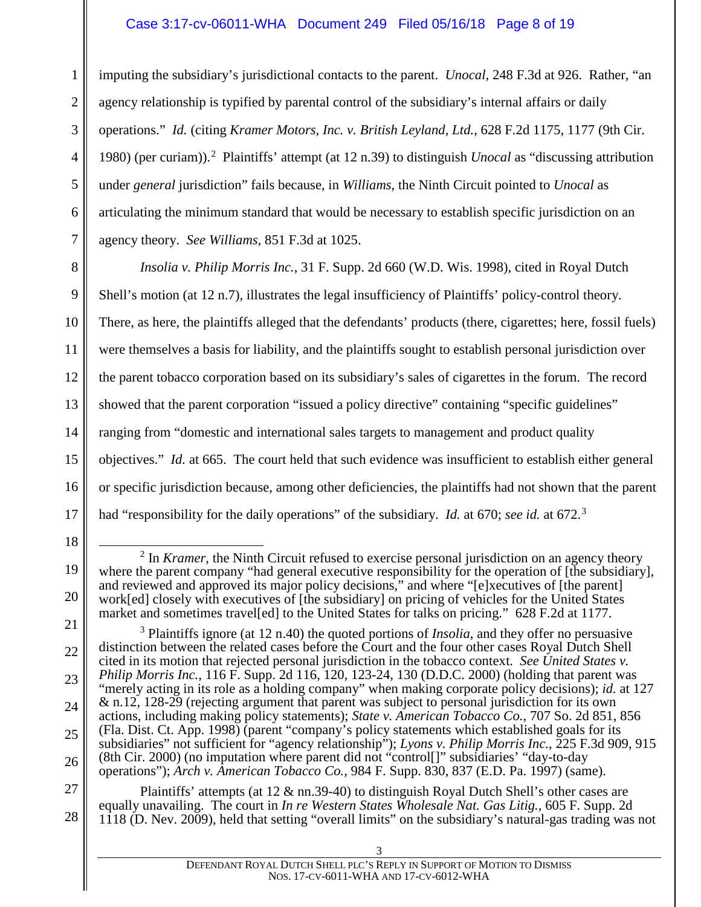imputing the subsidiary's jurisdictional contacts to the parent. *Unocal*, 248 F.3d at 926. Rather, "an agency relationship is typified by parental control of the subsidiary's internal affairs or daily operations." *Id.* (citing *Kramer Motors, Inc. v. British Leyland, Ltd.*, 628 F.2d 1175, 1177 (9th Cir. 1980) (per curiam)).[2] Plaintiffs' attempt (at 12 n.39) to distinguish *Unocal* as "discussing attribution under *general* jurisdiction" fails because, in *Williams*, the Ninth Circuit pointed to *Unocal* as articulating the minimum standard that would be necessary to establish specific jurisdiction on an agency theory. *See Williams*, 851 F.3d at 1025.

*Insolia v. Philip Morris Inc.*, 31 F. Supp. 2d 660 (W.D. Wis. 1998), cited in Royal Dutch Shell's motion (at 12 n.7), illustrates the legal insufficiency of Plaintiffs' policy-control theory. There, as here, the plaintiffs alleged that the defendants' products (there, cigarettes; here, fossil fuels) were themselves a basis for liability, and the plaintiffs sought to establish personal jurisdiction over the parent tobacco corporation based on its subsidiary's sales of cigarettes in the forum. The record showed that the parent corporation "issued a policy directive" containing "specific guidelines" ranging from "domestic and international sales targets to management and product quality objectives." *Id.* at 665. The court held that such evidence was insufficient to establish either general or specific jurisdiction because, among other deficiencies, the plaintiffs had not shown that the parent had "responsibility for the daily operations" of the subsidiary. *Id.* at 670; *see id.* at 672.[3]

---

[2] In *Kramer*, the Ninth Circuit refused to exercise personal jurisdiction on an agency theory where the parent company "had general executive responsibility for the operation of [the subsidiary], and reviewed and approved its major policy decisions," and where "[e]xecutives of [the parent] work[ed] closely with executives of [the subsidiary] on pricing of vehicles for the United States market and sometimes travel[ed] to the United States for talks on pricing." 628 F.2d at 1177.

[3] Plaintiffs ignore (at 12 n.40) the quoted portions of *Insolia*, and they offer no persuasive distinction between the related cases before the Court and the four other cases Royal Dutch Shell cited in its motion that rejected personal jurisdiction in the tobacco context. *See United States v. Philip Morris Inc.*, 116 F. Supp. 2d 116, 120, 123-24, 130 (D.D.C. 2000) (holding that parent was "merely acting in its role as a holding company" when making corporate policy decisions); *id.* at 127 & n.12, 128-29 (rejecting argument that parent was subject to personal jurisdiction for its own actions, including making policy statements); *State v. American Tobacco Co.*, 707 So. 2d 851, 856 (Fla. Dist. Ct. App. 1998) (parent "company's policy statements which established goals for its subsidiaries" not sufficient for "agency relationship"); *Lyons v. Philip Morris Inc.*, 225 F.3d 909, 915 (8th Cir. 2000) (no imputation where parent did not "control[]" subsidiaries' "day-to-day operations"); *Arch v. American Tobacco Co.*, 984 F. Supp. 830, 837 (E.D. Pa. 1997) (same).

Plaintiffs' attempts (at 12 & nn.39-40) to distinguish Royal Dutch Shell's other cases are equally unavailing. The court in *In re Western States Wholesale Nat. Gas Litig.*, 605 F. Supp. 2d 1118 (D. Nev. 2009), held that setting "overall limits" on the subsidiary's natural-gas trading was not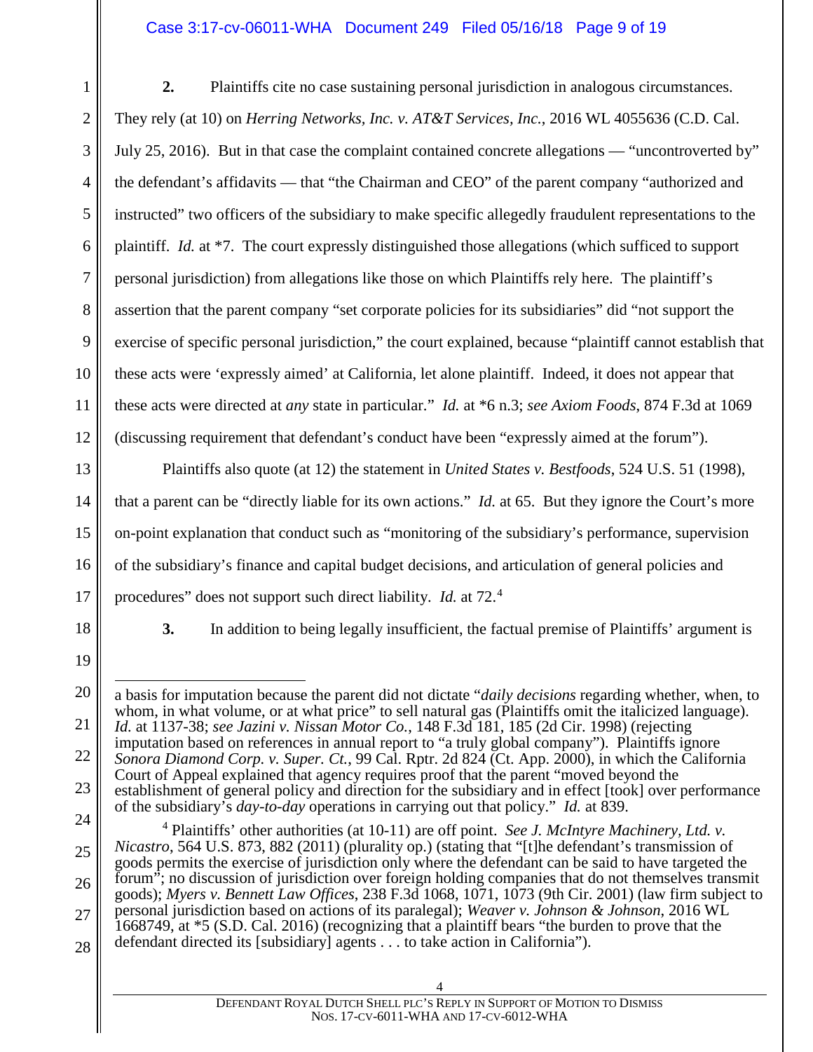**2.** Plaintiffs cite no case sustaining personal jurisdiction in analogous circumstances. They rely (at 10) on *Herring Networks, Inc. v. AT&T Services, Inc.*, 2016 WL 4055636 (C.D. Cal. July 25, 2016). But in that case the complaint contained concrete allegations — "uncontroverted by" the defendant's affidavits — that "the Chairman and CEO" of the parent company "authorized and instructed" two officers of the subsidiary to make specific allegedly fraudulent representations to the plaintiff. *Id.* at *7. The court expressly distinguished those allegations (which sufficed to support personal jurisdiction) from allegations like those on which Plaintiffs rely here. The plaintiff's assertion that the parent company "set corporate policies for its subsidiaries" did "not support the exercise of specific personal jurisdiction," the court explained, because "plaintiff cannot establish that these acts were 'expressly aimed' at California, let alone plaintiff. Indeed, it does not appear that these acts were directed at *any* state in particular." *Id.* at *6 n.3; *see Axiom Foods*, 874 F.3d at 1069 (discussing requirement that defendant's conduct have been "expressly aimed at the forum").

Plaintiffs also quote (at 12) the statement in *United States v. Bestfoods*, 524 U.S. 51 (1998), that a parent can be "directly liable for its own actions." *Id.* at 65. But they ignore the Court's more on-point explanation that conduct such as "monitoring of the subsidiary's performance, supervision of the subsidiary's finance and capital budget decisions, and articulation of general policies and procedures" does not support such direct liability. *Id.* at 72.[4]

**3.** In addition to being legally insufficient, the factual premise of Plaintiffs' argument is

---

a basis for imputation because the parent did not dictate "*daily decisions* regarding whether, when, to whom, in what volume, or at what price" to sell natural gas (Plaintiffs omit the italicized language). *Id.* at 1137-38; *see Jazini v. Nissan Motor Co.*, 148 F.3d 181, 185 (2d Cir. 1998) (rejecting imputation based on references in annual report to "a truly global company"). Plaintiffs ignore *Sonora Diamond Corp. v. Super. Ct.*, 99 Cal. Rptr. 2d 824 (Ct. App. 2000), in which the California Court of Appeal explained that agency requires proof that the parent "moved beyond the establishment of general policy and direction for the subsidiary and in effect [took] over performance of the subsidiary's *day-to-day* operations in carrying out that policy." *Id.* at 839.

[4] Plaintiffs' other authorities (at 10-11) are off point. *See J. McIntyre Machinery, Ltd. v. Nicastro*, 564 U.S. 873, 882 (2011) (plurality op.) (stating that "[t]he defendant's transmission of goods permits the exercise of jurisdiction only where the defendant can be said to have targeted the forum"; no discussion of jurisdiction over foreign holding companies that do not themselves transmit goods); *Myers v. Bennett Law Offices*, 238 F.3d 1068, 1071, 1073 (9th Cir. 2001) (law firm subject to personal jurisdiction based on actions of its paralegal); *Weaver v. Johnson & Johnson*, 2016 WL 1668749, at *5 (S.D. Cal. 2016) (recognizing that a plaintiff bears "the burden to prove that the defendant directed its [subsidiary] agents . . . to take action in California").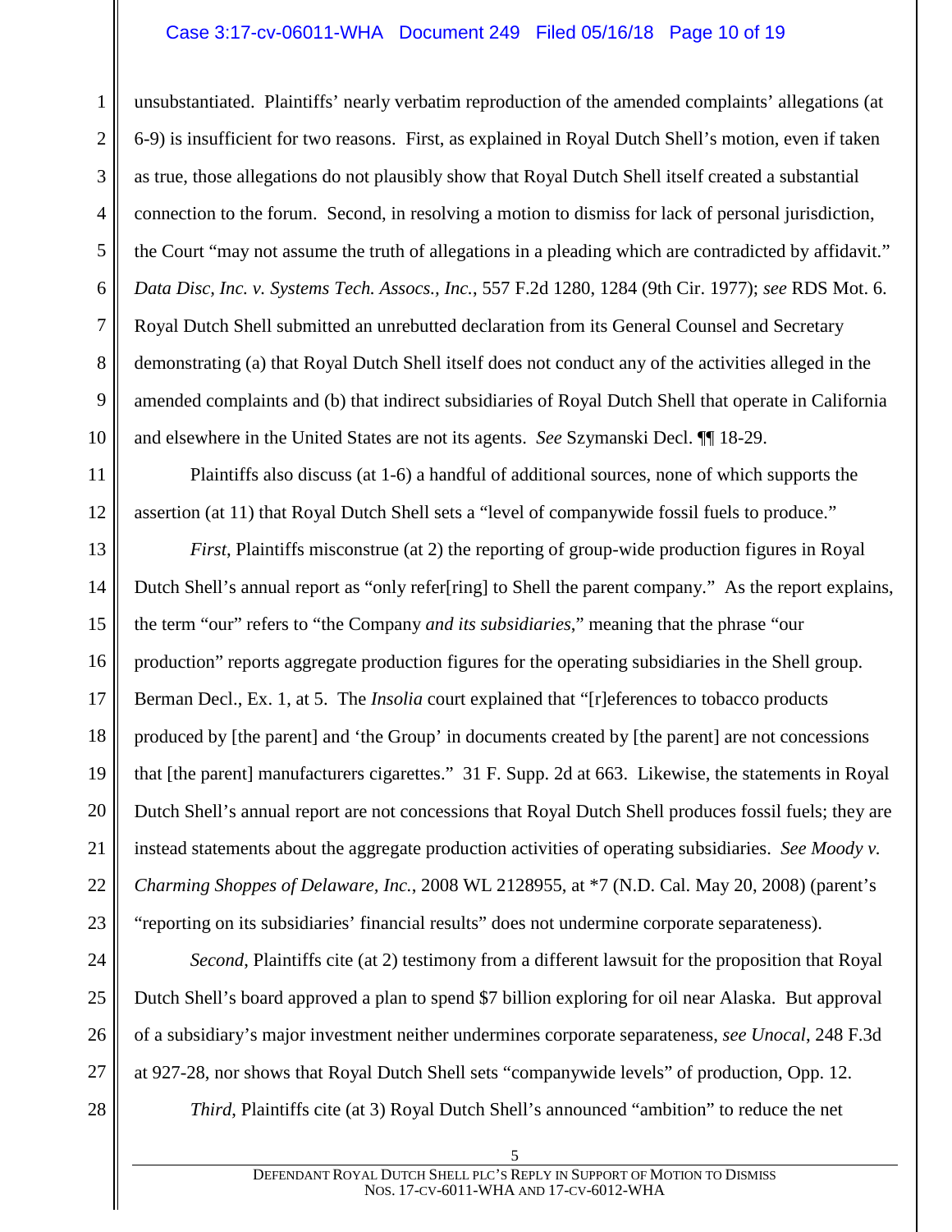unsubstantiated. Plaintiffs' nearly verbatim reproduction of the amended complaints' allegations (at 6-9) is insufficient for two reasons. First, as explained in Royal Dutch Shell's motion, even if taken as true, those allegations do not plausibly show that Royal Dutch Shell itself created a substantial connection to the forum. Second, in resolving a motion to dismiss for lack of personal jurisdiction, the Court "may not assume the truth of allegations in a pleading which are contradicted by affidavit." *Data Disc, Inc. v. Systems Tech. Assocs., Inc.*, 557 F.2d 1280, 1284 (9th Cir. 1977); *see* RDS Mot. 6. Royal Dutch Shell submitted an unrebutted declaration from its General Counsel and Secretary demonstrating (a) that Royal Dutch Shell itself does not conduct any of the activities alleged in the amended complaints and (b) that indirect subsidiaries of Royal Dutch Shell that operate in California and elsewhere in the United States are not its agents. *See* Szymanski Decl. ¶¶ 18-29.

Plaintiffs also discuss (at 1-6) a handful of additional sources, none of which supports the assertion (at 11) that Royal Dutch Shell sets a "level of companywide fossil fuels to produce."

*First*, Plaintiffs misconstrue (at 2) the reporting of group-wide production figures in Royal Dutch Shell's annual report as "only refer[ring] to Shell the parent company." As the report explains, the term "our" refers to "the Company *and its subsidiaries*," meaning that the phrase "our production" reports aggregate production figures for the operating subsidiaries in the Shell group. Berman Decl., Ex. 1, at 5. The *Insolia* court explained that "[r]eferences to tobacco products produced by [the parent] and 'the Group' in documents created by [the parent] are not concessions that [the parent] manufacturers cigarettes." 31 F. Supp. 2d at 663. Likewise, the statements in Royal Dutch Shell's annual report are not concessions that Royal Dutch Shell produces fossil fuels; they are instead statements about the aggregate production activities of operating subsidiaries. *See Moody v. Charming Shoppes of Delaware, Inc.*, 2008 WL 2128955, at *7 (N.D. Cal. May 20, 2008) (parent's "reporting on its subsidiaries' financial results" does not undermine corporate separateness).

*Second*, Plaintiffs cite (at 2) testimony from a different lawsuit for the proposition that Royal Dutch Shell's board approved a plan to spend $7 billion exploring for oil near Alaska. But approval of a subsidiary's major investment neither undermines corporate separateness, *see Unocal*, 248 F.3d at 927-28, nor shows that Royal Dutch Shell sets "companywide levels" of production, Opp. 12.

*Third*, Plaintiffs cite (at 3) Royal Dutch Shell's announced "ambition" to reduce the net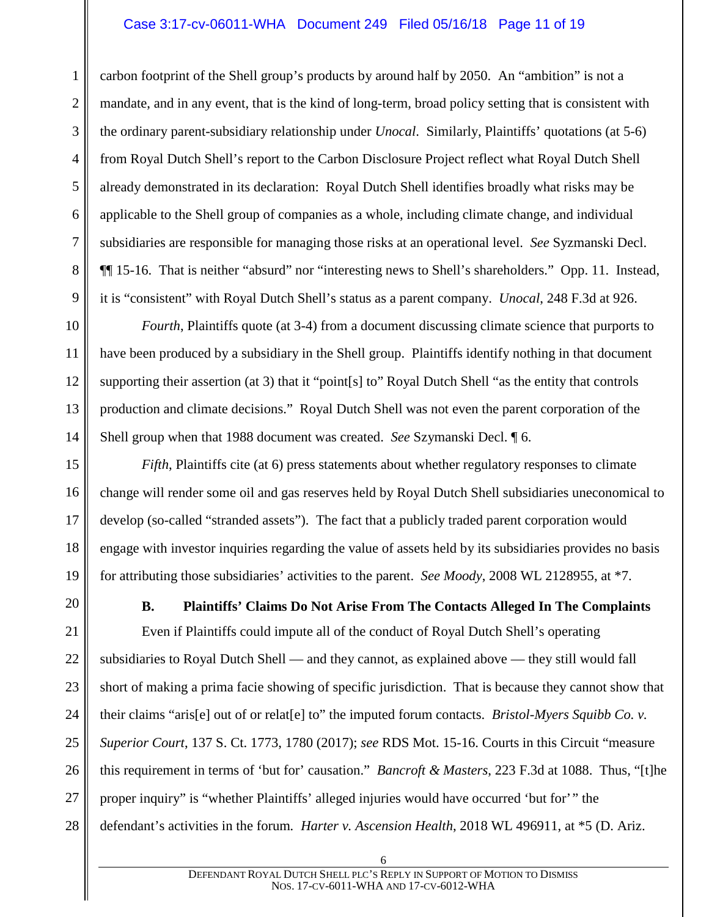carbon footprint of the Shell group's products by around half by 2050. An "ambition" is not a mandate, and in any event, that is the kind of long-term, broad policy setting that is consistent with the ordinary parent-subsidiary relationship under *Unocal*. Similarly, Plaintiffs' quotations (at 5-6) from Royal Dutch Shell's report to the Carbon Disclosure Project reflect what Royal Dutch Shell already demonstrated in its declaration: Royal Dutch Shell identifies broadly what risks may be applicable to the Shell group of companies as a whole, including climate change, and individual subsidiaries are responsible for managing those risks at an operational level. *See* Syzmanski Decl. ¶¶ 15-16. That is neither "absurd" nor "interesting news to Shell's shareholders." Opp. 11. Instead, it is "consistent" with Royal Dutch Shell's status as a parent company. *Unocal*, 248 F.3d at 926.

*Fourth*, Plaintiffs quote (at 3-4) from a document discussing climate science that purports to have been produced by a subsidiary in the Shell group. Plaintiffs identify nothing in that document supporting their assertion (at 3) that it "point[s] to" Royal Dutch Shell "as the entity that controls production and climate decisions." Royal Dutch Shell was not even the parent corporation of the Shell group when that 1988 document was created. *See* Szymanski Decl. ¶ 6.

*Fifth*, Plaintiffs cite (at 6) press statements about whether regulatory responses to climate change will render some oil and gas reserves held by Royal Dutch Shell subsidiaries uneconomical to develop (so-called "stranded assets"). The fact that a publicly traded parent corporation would engage with investor inquiries regarding the value of assets held by its subsidiaries provides no basis for attributing those subsidiaries' activities to the parent. *See Moody*, 2008 WL 2128955, at *7.

**B. Plaintiffs' Claims Do Not Arise From The Contacts Alleged In The Complaints**

Even if Plaintiffs could impute all of the conduct of Royal Dutch Shell's operating subsidiaries to Royal Dutch Shell — and they cannot, as explained above — they still would fall short of making a prima facie showing of specific jurisdiction. That is because they cannot show that their claims "aris[e] out of or relat[e] to" the imputed forum contacts. *Bristol-Myers Squibb Co. v. Superior Court*, 137 S. Ct. 1773, 1780 (2017); *see* RDS Mot. 15-16. Courts in this Circuit "measure this requirement in terms of 'but for' causation." *Bancroft & Masters*, 223 F.3d at 1088. Thus, "[t]he proper inquiry" is "whether Plaintiffs' alleged injuries would have occurred 'but for' " the defendant's activities in the forum. *Harter v. Ascension Health*, 2018 WL 496911, at *5 (D. Ariz.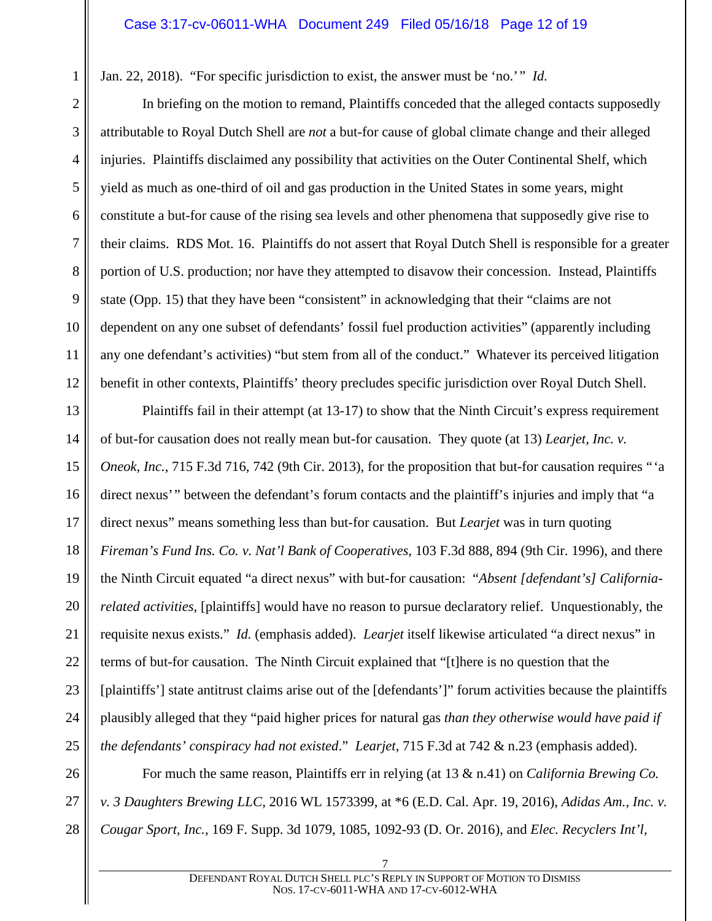Jan. 22, 2018). "For specific jurisdiction to exist, the answer must be 'no.'" *Id.*

In briefing on the motion to remand, Plaintiffs conceded that the alleged contacts supposedly attributable to Royal Dutch Shell are *not* a but-for cause of global climate change and their alleged injuries. Plaintiffs disclaimed any possibility that activities on the Outer Continental Shelf, which yield as much as one-third of oil and gas production in the United States in some years, might constitute a but-for cause of the rising sea levels and other phenomena that supposedly give rise to their claims. RDS Mot. 16. Plaintiffs do not assert that Royal Dutch Shell is responsible for a greater portion of U.S. production; nor have they attempted to disavow their concession. Instead, Plaintiffs state (Opp. 15) that they have been "consistent" in acknowledging that their "claims are not dependent on any one subset of defendants' fossil fuel production activities" (apparently including any one defendant's activities) "but stem from all of the conduct." Whatever its perceived litigation benefit in other contexts, Plaintiffs' theory precludes specific jurisdiction over Royal Dutch Shell.

Plaintiffs fail in their attempt (at 13-17) to show that the Ninth Circuit's express requirement of but-for causation does not really mean but-for causation. They quote (at 13) *Learjet, Inc. v. Oneok, Inc.*, 715 F.3d 716, 742 (9th Cir. 2013), for the proposition that but-for causation requires "'a direct nexus'" between the defendant's forum contacts and the plaintiff's injuries and imply that "a direct nexus" means something less than but-for causation. But *Learjet* was in turn quoting *Fireman's Fund Ins. Co. v. Nat'l Bank of Cooperatives*, 103 F.3d 888, 894 (9th Cir. 1996), and there the Ninth Circuit equated "a direct nexus" with but-for causation: "*Absent [defendant's] California-related activities*, [plaintiffs] would have no reason to pursue declaratory relief. Unquestionably, the requisite nexus exists." *Id.* (emphasis added). *Learjet* itself likewise articulated "a direct nexus" in terms of but-for causation. The Ninth Circuit explained that "[t]here is no question that the [plaintiffs'] state antitrust claims arise out of the [defendants']" forum activities because the plaintiffs plausibly alleged that they "paid higher prices for natural gas *than they otherwise would have paid if the defendants' conspiracy had not existed*." *Learjet*, 715 F.3d at 742 & n.23 (emphasis added).

For much the same reason, Plaintiffs err in relying (at 13 & n.41) on *California Brewing Co. v. 3 Daughters Brewing LLC*, 2016 WL 1573399, at *6 (E.D. Cal. Apr. 19, 2016), *Adidas Am., Inc. v. Cougar Sport, Inc.*, 169 F. Supp. 3d 1079, 1085, 1092-93 (D. Or. 2016), and *Elec. Recyclers Int'l,*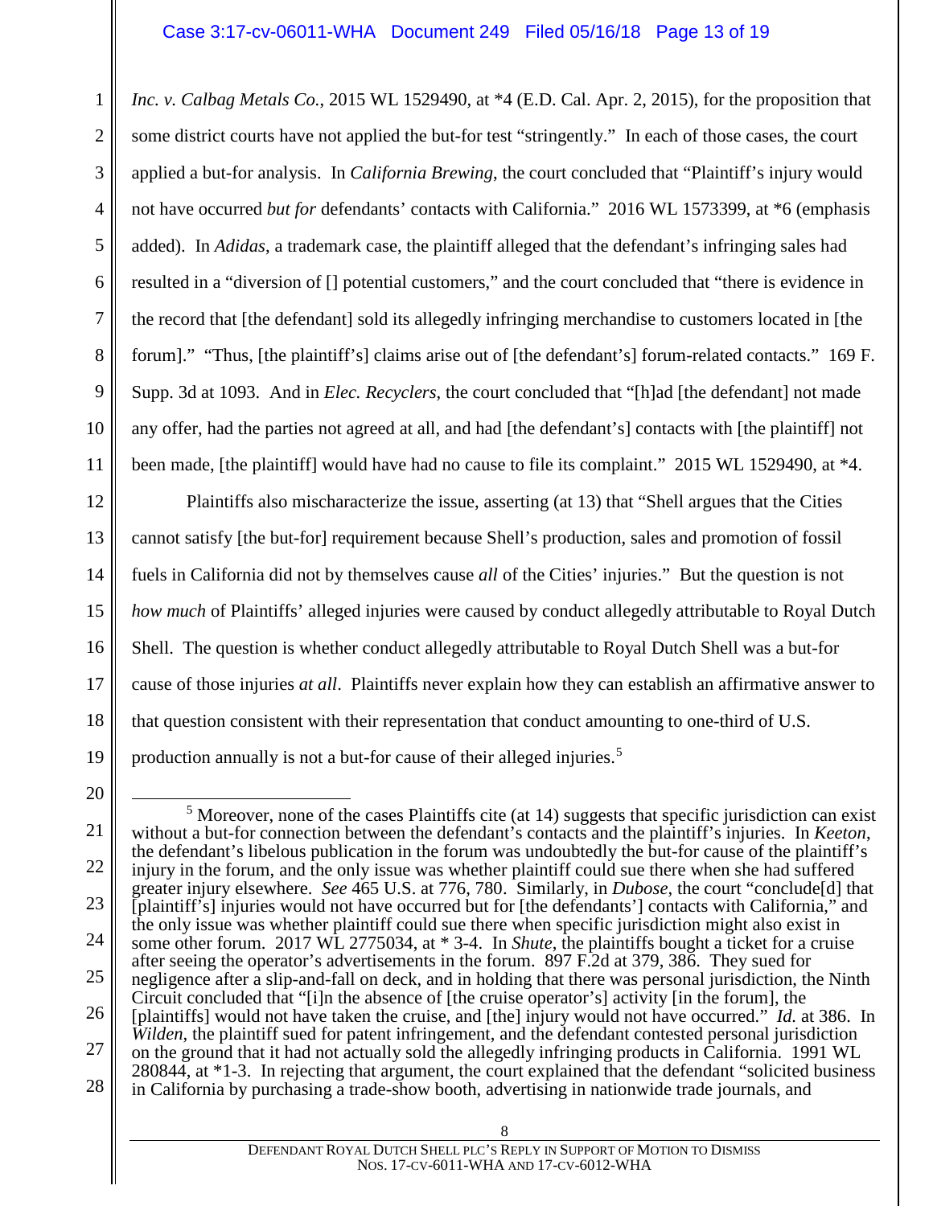*Inc. v. Calbag Metals Co.*, 2015 WL 1529490, at *4 (E.D. Cal. Apr. 2, 2015), for the proposition that some district courts have not applied the but-for test "stringently." In each of those cases, the court applied a but-for analysis. In *California Brewing*, the court concluded that "Plaintiff's injury would not have occurred *but for* defendants' contacts with California." 2016 WL 1573399, at *6 (emphasis added). In *Adidas*, a trademark case, the plaintiff alleged that the defendant's infringing sales had resulted in a "diversion of [] potential customers," and the court concluded that "there is evidence in the record that [the defendant] sold its allegedly infringing merchandise to customers located in [the forum]." "Thus, [the plaintiff's] claims arise out of [the defendant's] forum-related contacts." 169 F. Supp. 3d at 1093. And in *Elec. Recyclers*, the court concluded that "[h]ad [the defendant] not made any offer, had the parties not agreed at all, and had [the defendant's] contacts with [the plaintiff] not been made, [the plaintiff] would have had no cause to file its complaint." 2015 WL 1529490, at *4.

Plaintiffs also mischaracterize the issue, asserting (at 13) that "Shell argues that the Cities cannot satisfy [the but-for] requirement because Shell's production, sales and promotion of fossil fuels in California did not by themselves cause *all* of the Cities' injuries." But the question is not *how much* of Plaintiffs' alleged injuries were caused by conduct allegedly attributable to Royal Dutch Shell. The question is whether conduct allegedly attributable to Royal Dutch Shell was a but-for cause of those injuries *at all*. Plaintiffs never explain how they can establish an affirmative answer to that question consistent with their representation that conduct amounting to one-third of U.S. production annually is not a but-for cause of their alleged injuries.[5]

---

[5] Moreover, none of the cases Plaintiffs cite (at 14) suggests that specific jurisdiction can exist without a but-for connection between the defendant's contacts and the plaintiff's injuries. In *Keeton*, the defendant's libelous publication in the forum was undoubtedly the but-for cause of the plaintiff's injury in the forum, and the only issue was whether plaintiff could sue there when she had suffered greater injury elsewhere. *See* 465 U.S. at 776, 780. Similarly, in *Dubose*, the court "conclude[d] that [plaintiff's] injuries would not have occurred but for [the defendants'] contacts with California," and the only issue was whether plaintiff could sue there when specific jurisdiction might also exist in some other forum. 2017 WL 2775034, at * 3-4. In *Shute*, the plaintiffs bought a ticket for a cruise after seeing the operator's advertisements in the forum. 897 F.2d at 379, 386. They sued for negligence after a slip-and-fall on deck, and in holding that there was personal jurisdiction, the Ninth Circuit concluded that "[i]n the absence of [the cruise operator's] activity [in the forum], the [plaintiffs] would not have taken the cruise, and [the] injury would not have occurred." *Id.* at 386. In *Wilden*, the plaintiff sued for patent infringement, and the defendant contested personal jurisdiction on the ground that it had not actually sold the allegedly infringing products in California. 1991 WL 280844, at *1-3. In rejecting that argument, the court explained that the defendant "solicited business in California by purchasing a trade-show booth, advertising in nationwide trade journals, and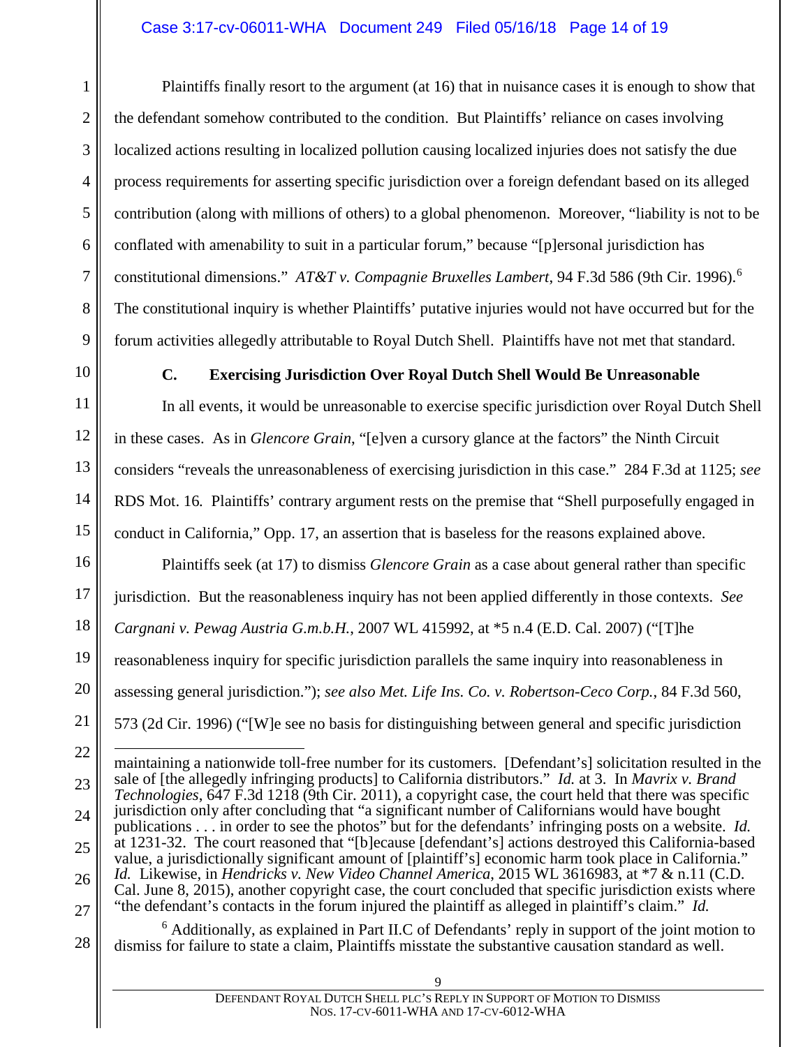Plaintiffs finally resort to the argument (at 16) that in nuisance cases it is enough to show that the defendant somehow contributed to the condition. But Plaintiffs' reliance on cases involving localized actions resulting in localized pollution causing localized injuries does not satisfy the due process requirements for asserting specific jurisdiction over a foreign defendant based on its alleged contribution (along with millions of others) to a global phenomenon. Moreover, "liability is not to be conflated with amenability to suit in a particular forum," because "[p]ersonal jurisdiction has constitutional dimensions." *AT&T v. Compagnie Bruxelles Lambert*, 94 F.3d 586 (9th Cir. 1996).[6] The constitutional inquiry is whether Plaintiffs' putative injuries would not have occurred but for the forum activities allegedly attributable to Royal Dutch Shell. Plaintiffs have not met that standard.

### C. Exercising Jurisdiction Over Royal Dutch Shell Would Be Unreasonable

In all events, it would be unreasonable to exercise specific jurisdiction over Royal Dutch Shell in these cases. As in *Glencore Grain*, "[e]ven a cursory glance at the factors" the Ninth Circuit considers "reveals the unreasonableness of exercising jurisdiction in this case." 284 F.3d at 1125; *see* RDS Mot. 16. Plaintiffs' contrary argument rests on the premise that "Shell purposefully engaged in conduct in California," Opp. 17, an assertion that is baseless for the reasons explained above.

Plaintiffs seek (at 17) to dismiss *Glencore Grain* as a case about general rather than specific jurisdiction. But the reasonableness inquiry has not been applied differently in those contexts. *See Cargnani v. Pewag Austria G.m.b.H.*, 2007 WL 415992, at *5 n.4 (E.D. Cal. 2007) ("[T]he reasonableness inquiry for specific jurisdiction parallels the same inquiry into reasonableness in assessing general jurisdiction."); *see also Met. Life Ins. Co. v. Robertson-Ceco Corp.*, 84 F.3d 560, 573 (2d Cir. 1996) ("[W]e see no basis for distinguishing between general and specific jurisdiction

---

maintaining a nationwide toll-free number for its customers. [Defendant's] solicitation resulted in the sale of [the allegedly infringing products] to California distributors." *Id.* at 3. In *Mavrix v. Brand Technologies*, 647 F.3d 1218 (9th Cir. 2011), a copyright case, the court held that there was specific jurisdiction only after concluding that "a significant number of Californians would have bought publications . . . in order to see the photos" but for the defendants' infringing posts on a website. *Id.* at 1231-32. The court reasoned that "[b]ecause [defendant's] actions destroyed this California-based value, a jurisdictionally significant amount of [plaintiff's] economic harm took place in California." *Id.* Likewise, in *Hendricks v. New Video Channel America*, 2015 WL 3616983, at *7 & n.11 (C.D. Cal. June 8, 2015), another copyright case, the court concluded that specific jurisdiction exists where "the defendant's contacts in the forum injured the plaintiff as alleged in plaintiff's claim." *Id.*

[6] Additionally, as explained in Part II.C of Defendants' reply in support of the joint motion to dismiss for failure to state a claim, Plaintiffs misstate the substantive causation standard as well.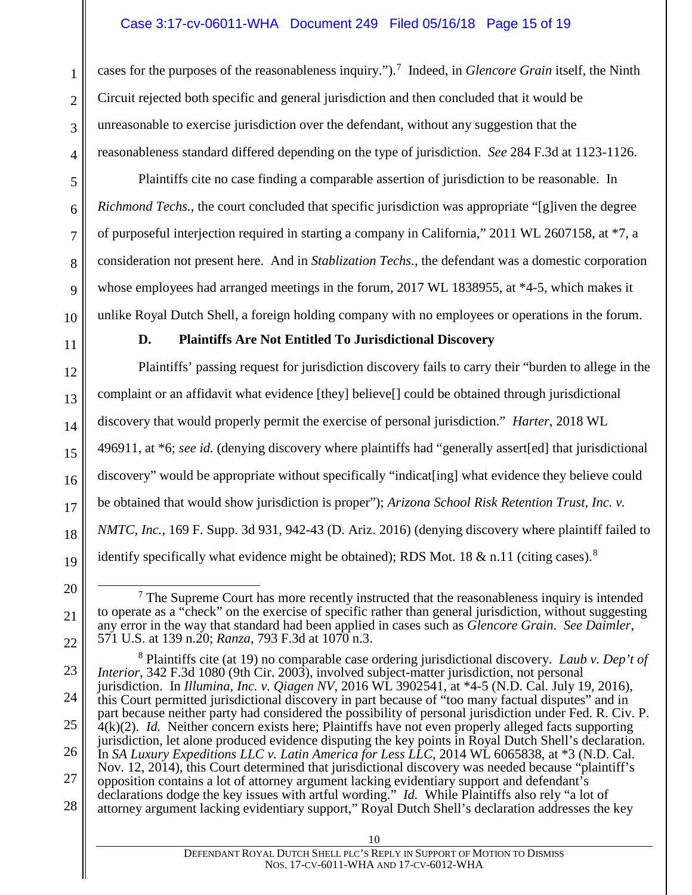cases for the purposes of the reasonableness inquiry.").[7] Indeed, in *Glencore Grain* itself, the Ninth Circuit rejected both specific and general jurisdiction and then concluded that it would be unreasonable to exercise jurisdiction over the defendant, without any suggestion that the reasonableness standard differed depending on the type of jurisdiction. *See* 284 F.3d at 1123-1126.

Plaintiffs cite no case finding a comparable assertion of jurisdiction to be reasonable. In *Richmond Techs.*, the court concluded that specific jurisdiction was appropriate "[g]iven the degree of purposeful interjection required in starting a company in California," 2011 WL 2607158, at *7, a consideration not present here. And in *Stablization Techs.*, the defendant was a domestic corporation whose employees had arranged meetings in the forum, 2017 WL 1838955, at *4-5, which makes it unlike Royal Dutch Shell, a foreign holding company with no employees or operations in the forum.

### D. Plaintiffs Are Not Entitled To Jurisdictional Discovery

Plaintiffs' passing request for jurisdiction discovery fails to carry their "burden to allege in the complaint or an affidavit what evidence [they] believe[] could be obtained through jurisdictional discovery that would properly permit the exercise of personal jurisdiction." *Harter*, 2018 WL 496911, at *6; *see id.* (denying discovery where plaintiffs had "generally assert[ed] that jurisdictional discovery" would be appropriate without specifically "indicat[ing] what evidence they believe could be obtained that would show jurisdiction is proper"); *Arizona School Risk Retention Trust, Inc. v. NMTC, Inc.*, 169 F. Supp. 3d 931, 942-43 (D. Ariz. 2016) (denying discovery where plaintiff failed to identify specifically what evidence might be obtained); RDS Mot. 18 & n.11 (citing cases).[8]

---

[7] The Supreme Court has more recently instructed that the reasonableness inquiry is intended to operate as a "check" on the exercise of specific rather than general jurisdiction, without suggesting any error in the way that standard had been applied in cases such as *Glencore Grain*. *See Daimler*, 571 U.S. at 139 n.20; *Ranza*, 793 F.3d at 1070 n.3.

[8] Plaintiffs cite (at 19) no comparable case ordering jurisdictional discovery. *Laub v. Dep't of Interior*, 342 F.3d 1080 (9th Cir. 2003), involved subject-matter jurisdiction, not personal jurisdiction. In *Illumina, Inc. v. Qiagen NV*, 2016 WL 3902541, at *4-5 (N.D. Cal. July 19, 2016), this Court permitted jurisdictional discovery in part because of "too many factual disputes" and in part because neither party had considered the possibility of personal jurisdiction under Fed. R. Civ. P. 4(k)(2). *Id.* Neither concern exists here; Plaintiffs have not even properly alleged facts supporting jurisdiction, let alone produced evidence disputing the key points in Royal Dutch Shell's declaration. In *SA Luxury Expeditions LLC v. Latin America for Less LLC*, 2014 WL 6065838, at *3 (N.D. Cal. Nov. 12, 2014), this Court determined that jurisdictional discovery was needed because "plaintiff's opposition contains a lot of attorney argument lacking evidentiary support and defendant's declarations dodge the key issues with artful wording." *Id.* While Plaintiffs also rely "a lot of attorney argument lacking evidentiary support," Royal Dutch Shell's declaration addresses the key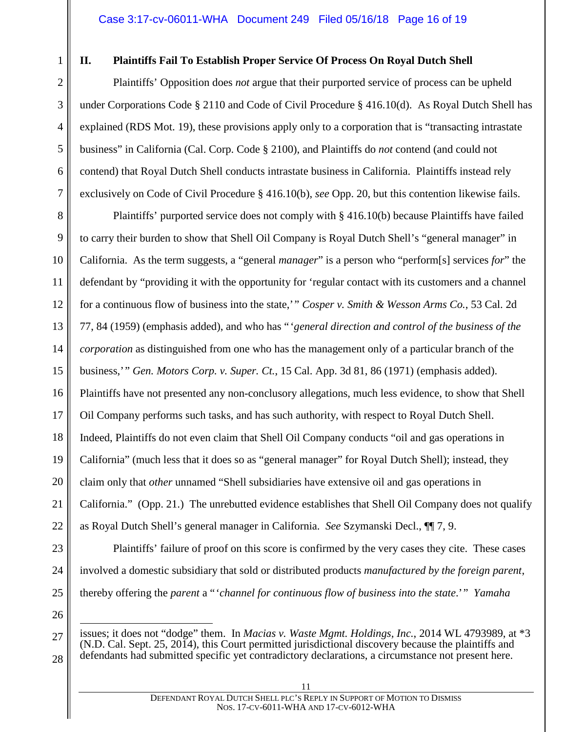## II. Plaintiffs Fail To Establish Proper Service Of Process On Royal Dutch Shell

Plaintiffs' Opposition does *not* argue that their purported service of process can be upheld under Corporations Code § 2110 and Code of Civil Procedure § 416.10(d). As Royal Dutch Shell has explained (RDS Mot. 19), these provisions apply only to a corporation that is "transacting intrastate business" in California (Cal. Corp. Code § 2100), and Plaintiffs do *not* contend (and could not contend) that Royal Dutch Shell conducts intrastate business in California. Plaintiffs instead rely exclusively on Code of Civil Procedure § 416.10(b), *see* Opp. 20, but this contention likewise fails.

Plaintiffs' purported service does not comply with § 416.10(b) because Plaintiffs have failed to carry their burden to show that Shell Oil Company is Royal Dutch Shell's "general manager" in California. As the term suggests, a "general *manager*" is a person who "perform[s] services *for*" the defendant by "providing it with the opportunity for 'regular contact with its customers and a channel for a continuous flow of business into the state,'" *Cosper v. Smith & Wesson Arms Co.*, 53 Cal. 2d 77, 84 (1959) (emphasis added), and who has "'*general direction and control of the business of the corporation* as distinguished from one who has the management only of a particular branch of the business,'" *Gen. Motors Corp. v. Super. Ct.*, 15 Cal. App. 3d 81, 86 (1971) (emphasis added). Plaintiffs have not presented any non-conclusory allegations, much less evidence, to show that Shell Oil Company performs such tasks, and has such authority, with respect to Royal Dutch Shell. Indeed, Plaintiffs do not even claim that Shell Oil Company conducts "oil and gas operations in California" (much less that it does so as "general manager" for Royal Dutch Shell); instead, they claim only that *other* unnamed "Shell subsidiaries have extensive oil and gas operations in California." (Opp. 21.) The unrebutted evidence establishes that Shell Oil Company does not qualify as Royal Dutch Shell's general manager in California. *See* Szymanski Decl., ¶¶ 7, 9.

Plaintiffs' failure of proof on this score is confirmed by the very cases they cite. These cases involved a domestic subsidiary that sold or distributed products *manufactured by the foreign parent*, thereby offering the *parent* a "'*channel for continuous flow of business into the state*.'" *Yamaha*

---

issues; it does not "dodge" them. In *Macias v. Waste Mgmt. Holdings, Inc.*, 2014 WL 4793989, at *3 (N.D. Cal. Sept. 25, 2014), this Court permitted jurisdictional discovery because the plaintiffs and defendants had submitted specific yet contradictory declarations, a circumstance not present here.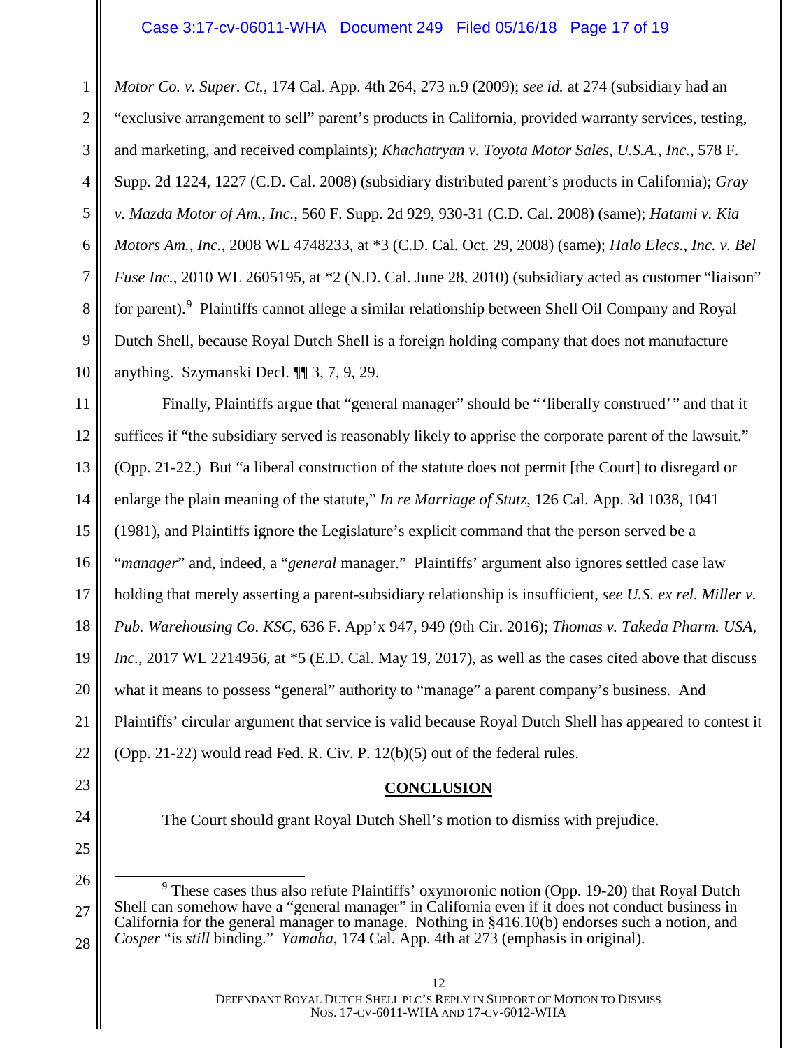*Motor Co. v. Super. Ct.*, 174 Cal. App. 4th 264, 273 n.9 (2009); *see id.* at 274 (subsidiary had an "exclusive arrangement to sell" parent's products in California, provided warranty services, testing, and marketing, and received complaints); *Khachatryan v. Toyota Motor Sales, U.S.A., Inc.*, 578 F. Supp. 2d 1224, 1227 (C.D. Cal. 2008) (subsidiary distributed parent's products in California); *Gray v. Mazda Motor of Am., Inc.*, 560 F. Supp. 2d 929, 930-31 (C.D. Cal. 2008) (same); *Hatami v. Kia Motors Am., Inc.*, 2008 WL 4748233, at *3 (C.D. Cal. Oct. 29, 2008) (same); *Halo Elecs., Inc. v. Bel Fuse Inc.*, 2010 WL 2605195, at *2 (N.D. Cal. June 28, 2010) (subsidiary acted as customer "liaison" for parent).[9] Plaintiffs cannot allege a similar relationship between Shell Oil Company and Royal Dutch Shell, because Royal Dutch Shell is a foreign holding company that does not manufacture anything. Szymanski Decl. ¶¶ 3, 7, 9, 29.

Finally, Plaintiffs argue that "general manager" should be "'liberally construed'" and that it suffices if "the subsidiary served is reasonably likely to apprise the corporate parent of the lawsuit." (Opp. 21-22.) But "a liberal construction of the statute does not permit [the Court] to disregard or enlarge the plain meaning of the statute," *In re Marriage of Stutz*, 126 Cal. App. 3d 1038, 1041 (1981), and Plaintiffs ignore the Legislature's explicit command that the person served be a "*manager*" and, indeed, a "*general* manager." Plaintiffs' argument also ignores settled case law holding that merely asserting a parent-subsidiary relationship is insufficient, *see U.S. ex rel. Miller v. Pub. Warehousing Co. KSC*, 636 F. App'x 947, 949 (9th Cir. 2016); *Thomas v. Takeda Pharm. USA, Inc.*, 2017 WL 2214956, at *5 (E.D. Cal. May 19, 2017), as well as the cases cited above that discuss what it means to possess "general" authority to "manage" a parent company's business. And Plaintiffs' circular argument that service is valid because Royal Dutch Shell has appeared to contest it (Opp. 21-22) would read Fed. R. Civ. P. 12(b)(5) out of the federal rules.

## CONCLUSION

The Court should grant Royal Dutch Shell's motion to dismiss with prejudice.

---

[9] These cases thus also refute Plaintiffs' oxymoronic notion (Opp. 19-20) that Royal Dutch Shell can somehow have a "general manager" in California even if it does not conduct business in California for the general manager to manage. Nothing in §416.10(b) endorses such a notion, and *Cosper* "is *still* binding." *Yamaha*, 174 Cal. App. 4th at 273 (emphasis in original).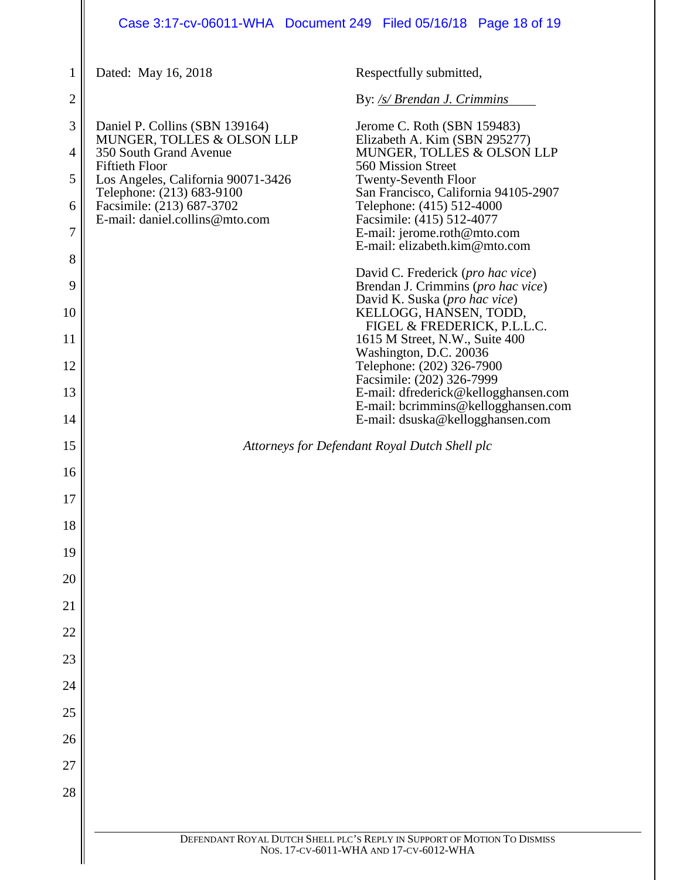Dated: May 16, 2018

Respectfully submitted,

By: */s/ Brendan J. Crimmins*

Daniel P. Collins (SBN 139164)
MUNGER, TOLLES & OLSON LLP
350 South Grand Avenue
Fiftieth Floor
Los Angeles, California 90071-3426
Telephone: (213) 683-9100
Facsimile: (213) 687-3702
E-mail: daniel.collins@mto.com

Jerome C. Roth (SBN 159483)
Elizabeth A. Kim (SBN 295277)
MUNGER, TOLLES & OLSON LLP
560 Mission Street
Twenty-Seventh Floor
San Francisco, California 94105-2907
Telephone: (415) 512-4000
Facsimile: (415) 512-4077
E-mail: jerome.roth@mto.com
E-mail: elizabeth.kim@mto.com

David C. Frederick (*pro hac vice*)
Brendan J. Crimmins (*pro hac vice*)
David K. Suska (*pro hac vice*)
KELLOGG, HANSEN, TODD,
FIGEL & FREDERICK, P.L.L.C.
1615 M Street, N.W., Suite 400
Washington, D.C. 20036
Telephone: (202) 326-7900
Facsimile: (202) 326-7999
E-mail: dfrederick@kellogghansen.com
E-mail: bcrimmins@kellogghansen.com
E-mail: dsuska@kellogghansen.com

*Attorneys for Defendant Royal Dutch Shell plc*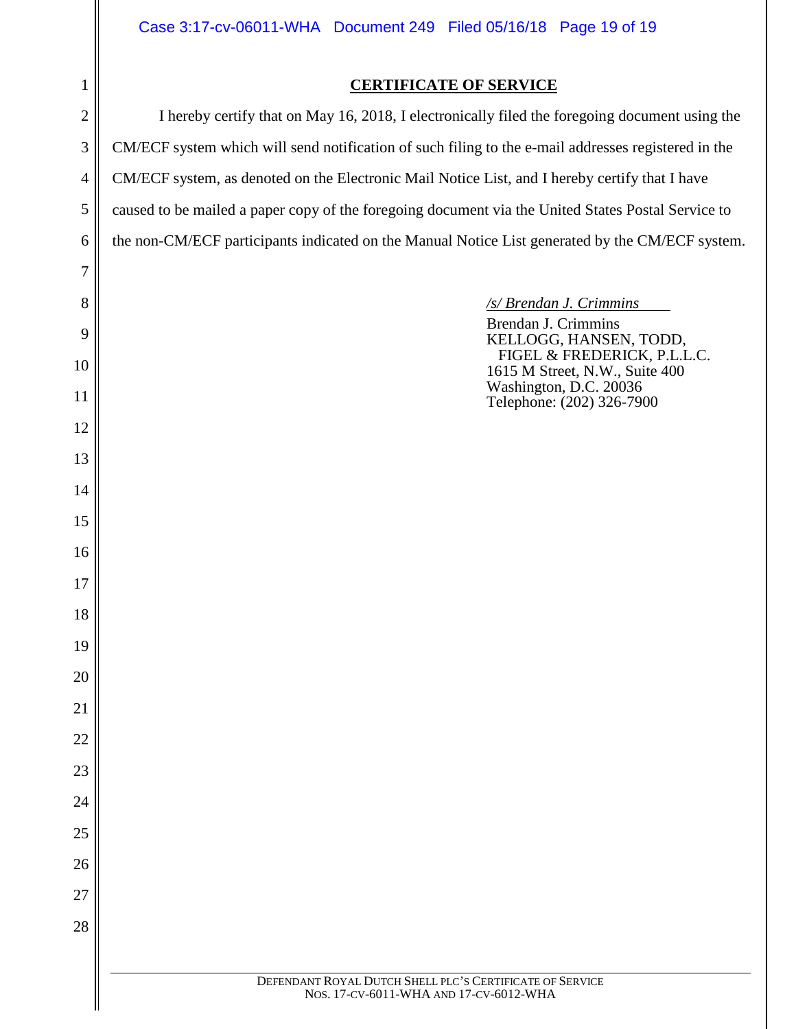**CERTIFICATE OF SERVICE**

I hereby certify that on May 16, 2018, I electronically filed the foregoing document using the CM/ECF system which will send notification of such filing to the e-mail addresses registered in the CM/ECF system, as denoted on the Electronic Mail Notice List, and I hereby certify that I have caused to be mailed a paper copy of the foregoing document via the United States Postal Service to the non-CM/ECF participants indicated on the Manual Notice List generated by the CM/ECF system.

*/s/ Brendan J. Crimmins*
Brendan J. Crimmins
KELLOGG, HANSEN, TODD,
FIGEL & FREDERICK, P.L.L.C.
1615 M Street, N.W., Suite 400
Washington, D.C. 20036
Telephone: (202) 326-7900

DEFENDANT ROYAL DUTCH SHELL PLC'S CERTIFICATE OF SERVICE
NOS. 17-CV-6011-WHA AND 17-CV-6012-WHA